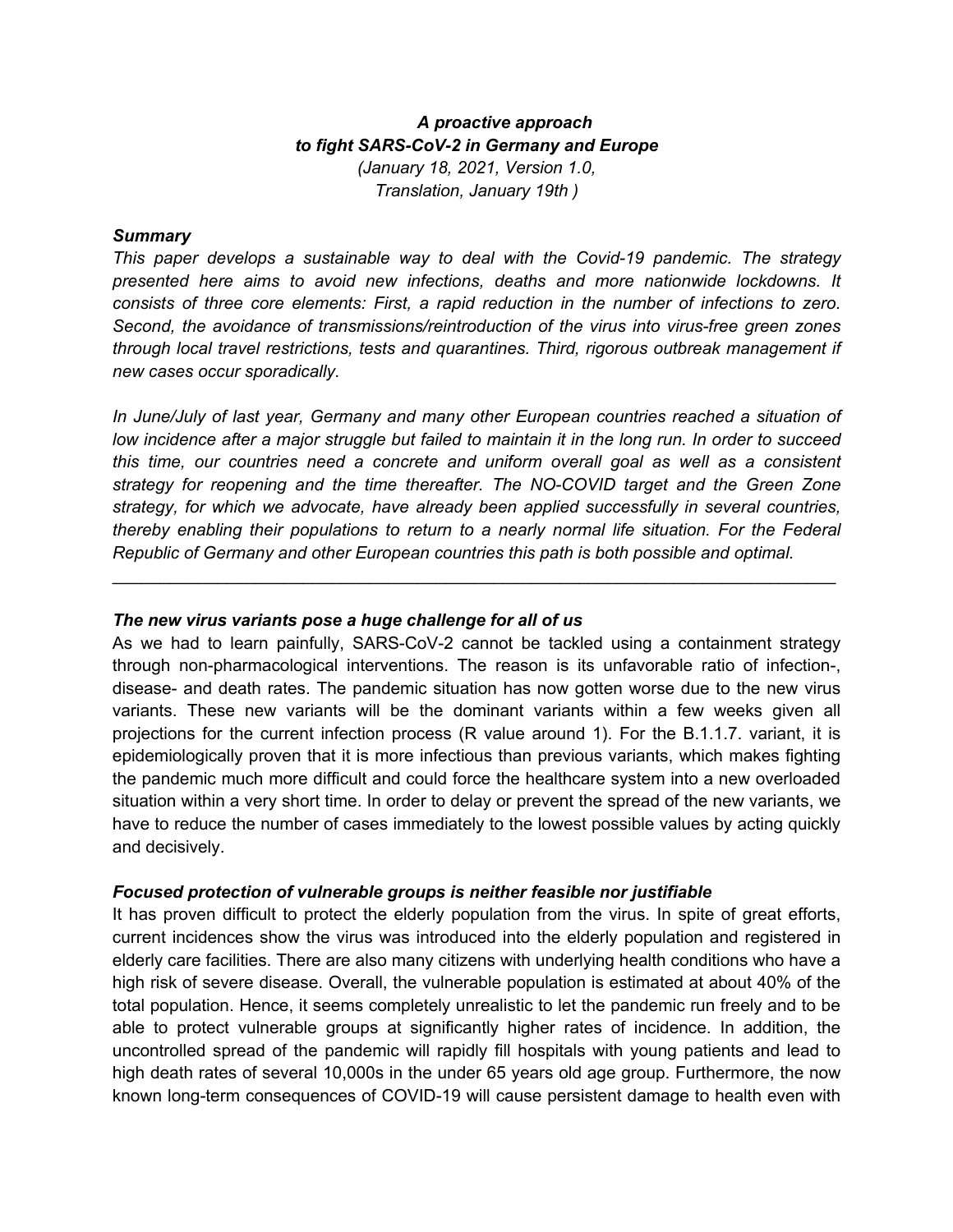# *A proactive approach to fight SARS-CoV-2 in Germany and Europe*

*(January 18, 2021, Version 1.0, Translation, January 19th )*

### *Summary*

*This paper develops a sustainable way to deal with the Covid-19 pandemic. The strategy presented here aims to avoid new infections, deaths and more nationwide lockdowns. It consists of three core elements: First, a rapid reduction in the number of infections to zero. Second, the avoidance of transmissions/reintroduction of the virus into virus-free green zones through local travel restrictions, tests and quarantines. Third, rigorous outbreak management if new cases occur sporadically.*

*In June/July of last year, Germany and many other European countries reached a situation of low incidence after a major struggle but failed to maintain it in the long run. In order to succeed this time, our countries need a concrete and uniform overall goal as well as a consistent strategy for reopening and the time thereafter. The NO-COVID target and the Green Zone strategy, for which we advocate, have already been applied successfully in several countries, thereby enabling their populations to return to a nearly normal life situation. For the Federal Republic of Germany and other European countries this path is both possible and optimal.*

---

### *The new virus variants pose a huge challenge for all of us*

As we had to learn painfully, SARS-CoV-2 cannot be tackled using a containment strategy through non-pharmacological interventions. The reason is its unfavorable ratio of infection-, disease- and death rates. The pandemic situation has now gotten worse due to the new virus variants. These new variants will be the dominant variants within a few weeks given all projections for the current infection process (R value around 1). For the B.1.1.7. variant, it is epidemiologically proven that it is more infectious than previous variants, which makes fighting the pandemic much more difficult and could force the healthcare system into a new overloaded situation within a very short time. In order to delay or prevent the spread of the new variants, we have to reduce the number of cases immediately to the lowest possible values by acting quickly and decisively.

### *Focused protection of vulnerable groups is neither feasible nor justifiable*

It has proven difficult to protect the elderly population from the virus. In spite of great efforts, current incidences show the virus was introduced into the elderly population and registered in elderly care facilities. There are also many citizens with underlying health conditions who have a high risk of severe disease. Overall, the vulnerable population is estimated at about 40% of the total population. Hence, it seems completely unrealistic to let the pandemic run freely and to be able to protect vulnerable groups at significantly higher rates of incidence. In addition, the uncontrolled spread of the pandemic will rapidly fill hospitals with young patients and lead to high death rates of several 10,000s in the under 65 years old age group. Furthermore, the now known long-term consequences of COVID-19 will cause persistent damage to health even with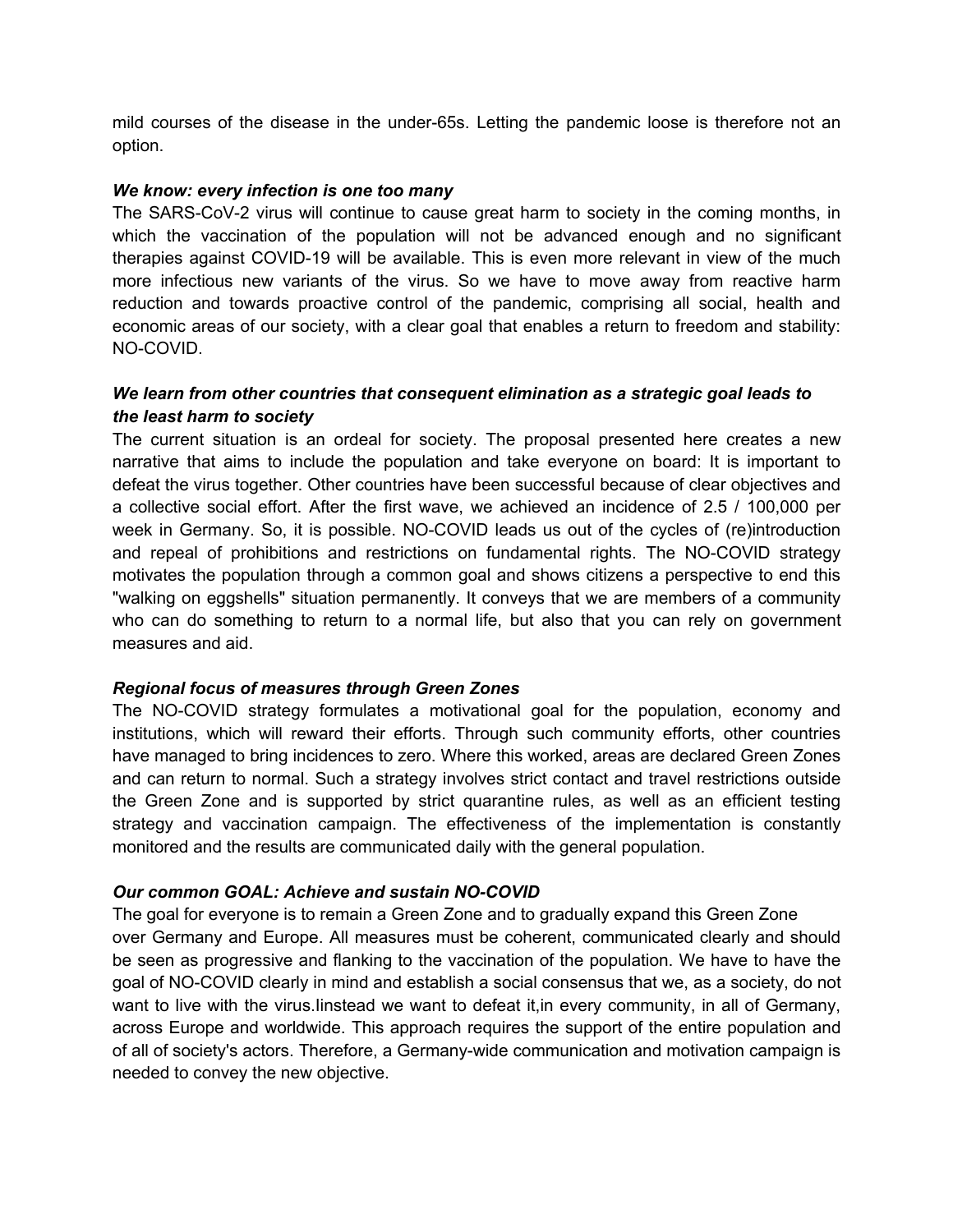mild courses of the disease in the under-65s. Letting the pandemic loose is therefore not an option.

***We know: every infection is one too many***

The SARS-CoV-2 virus will continue to cause great harm to society in the coming months, in which the vaccination of the population will not be advanced enough and no significant therapies against COVID-19 will be available. This is even more relevant in view of the much more infectious new variants of the virus. So we have to move away from reactive harm reduction and towards proactive control of the pandemic, comprising all social, health and economic areas of our society, with a clear goal that enables a return to freedom and stability: NO-COVID.

***We learn from other countries that consequent elimination as a strategic goal leads to the least harm to society***

The current situation is an ordeal for society. The proposal presented here creates a new narrative that aims to include the population and take everyone on board: It is important to defeat the virus together. Other countries have been successful because of clear objectives and a collective social effort. After the first wave, we achieved an incidence of 2.5 / 100,000 per week in Germany. So, it is possible. NO-COVID leads us out of the cycles of (re)introduction and repeal of prohibitions and restrictions on fundamental rights. The NO-COVID strategy motivates the population through a common goal and shows citizens a perspective to end this "walking on eggshells" situation permanently. It conveys that we are members of a community who can do something to return to a normal life, but also that you can rely on government measures and aid.

***Regional focus of measures through Green Zones***

The NO-COVID strategy formulates a motivational goal for the population, economy and institutions, which will reward their efforts. Through such community efforts, other countries have managed to bring incidences to zero. Where this worked, areas are declared Green Zones and can return to normal. Such a strategy involves strict contact and travel restrictions outside the Green Zone and is supported by strict quarantine rules, as well as an efficient testing strategy and vaccination campaign. The effectiveness of the implementation is constantly monitored and the results are communicated daily with the general population.

***Our common GOAL: Achieve and sustain NO-COVID***

The goal for everyone is to remain a Green Zone and to gradually expand this Green Zone over Germany and Europe. All measures must be coherent, communicated clearly and should be seen as progressive and flanking to the vaccination of the population. We have to have the goal of NO-COVID clearly in mind and establish a social consensus that we, as a society, do not want to live with the virus.Iinstead we want to defeat it,in every community, in all of Germany, across Europe and worldwide. This approach requires the support of the entire population and of all of society's actors. Therefore, a Germany-wide communication and motivation campaign is needed to convey the new objective.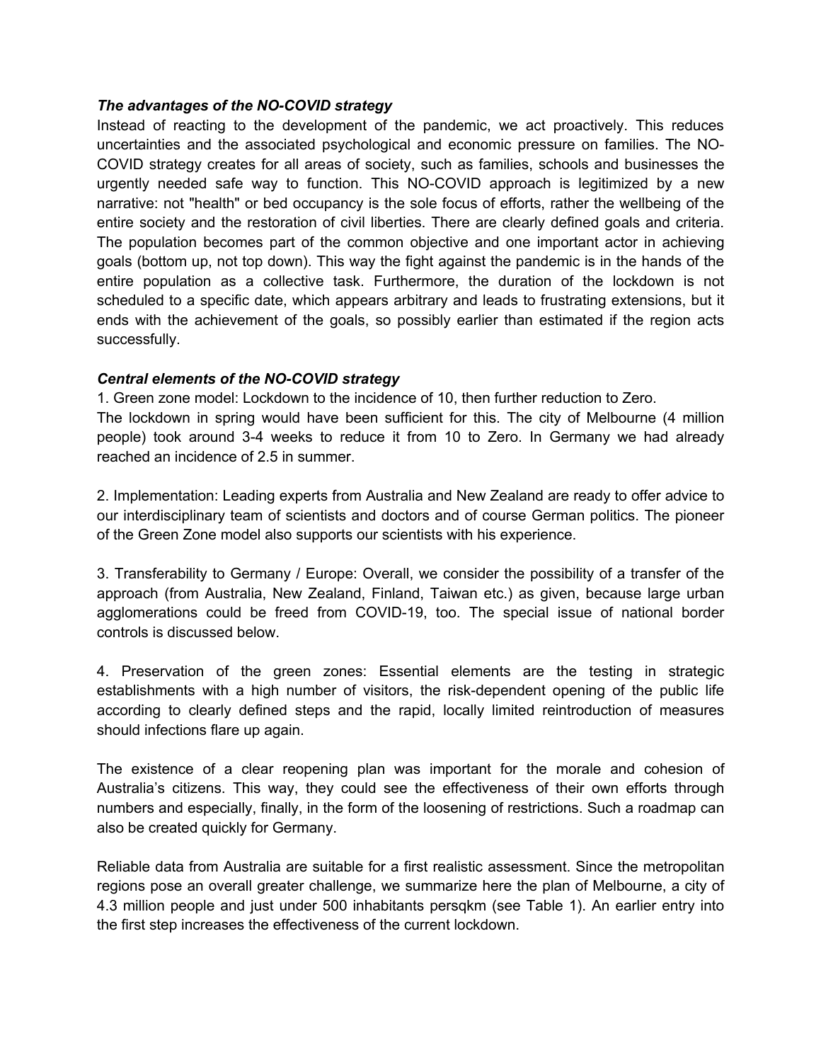### *The advantages of the NO-COVID strategy*

Instead of reacting to the development of the pandemic, we act proactively. This reduces uncertainties and the associated psychological and economic pressure on families. The NO-COVID strategy creates for all areas of society, such as families, schools and businesses the urgently needed safe way to function. This NO-COVID approach is legitimized by a new narrative: not "health" or bed occupancy is the sole focus of efforts, rather the wellbeing of the entire society and the restoration of civil liberties. There are clearly defined goals and criteria. The population becomes part of the common objective and one important actor in achieving goals (bottom up, not top down). This way the fight against the pandemic is in the hands of the entire population as a collective task. Furthermore, the duration of the lockdown is not scheduled to a specific date, which appears arbitrary and leads to frustrating extensions, but it ends with the achievement of the goals, so possibly earlier than estimated if the region acts successfully.

### *Central elements of the NO-COVID strategy*

1. Green zone model: Lockdown to the incidence of 10, then further reduction to Zero.
The lockdown in spring would have been sufficient for this. The city of Melbourne (4 million people) took around 3-4 weeks to reduce it from 10 to Zero. In Germany we had already reached an incidence of 2.5 in summer.

2. Implementation: Leading experts from Australia and New Zealand are ready to offer advice to our interdisciplinary team of scientists and doctors and of course German politics. The pioneer of the Green Zone model also supports our scientists with his experience.

3. Transferability to Germany / Europe: Overall, we consider the possibility of a transfer of the approach (from Australia, New Zealand, Finland, Taiwan etc.) as given, because large urban agglomerations could be freed from COVID-19, too. The special issue of national border controls is discussed below.

4. Preservation of the green zones: Essential elements are the testing in strategic establishments with a high number of visitors, the risk-dependent opening of the public life according to clearly defined steps and the rapid, locally limited reintroduction of measures should infections flare up again.

The existence of a clear reopening plan was important for the morale and cohesion of Australia's citizens. This way, they could see the effectiveness of their own efforts through numbers and especially, finally, in the form of the loosening of restrictions. Such a roadmap can also be created quickly for Germany.

Reliable data from Australia are suitable for a first realistic assessment. Since the metropolitan regions pose an overall greater challenge, we summarize here the plan of Melbourne, a city of 4.3 million people and just under 500 inhabitants persqkm (see Table 1). An earlier entry into the first step increases the effectiveness of the current lockdown.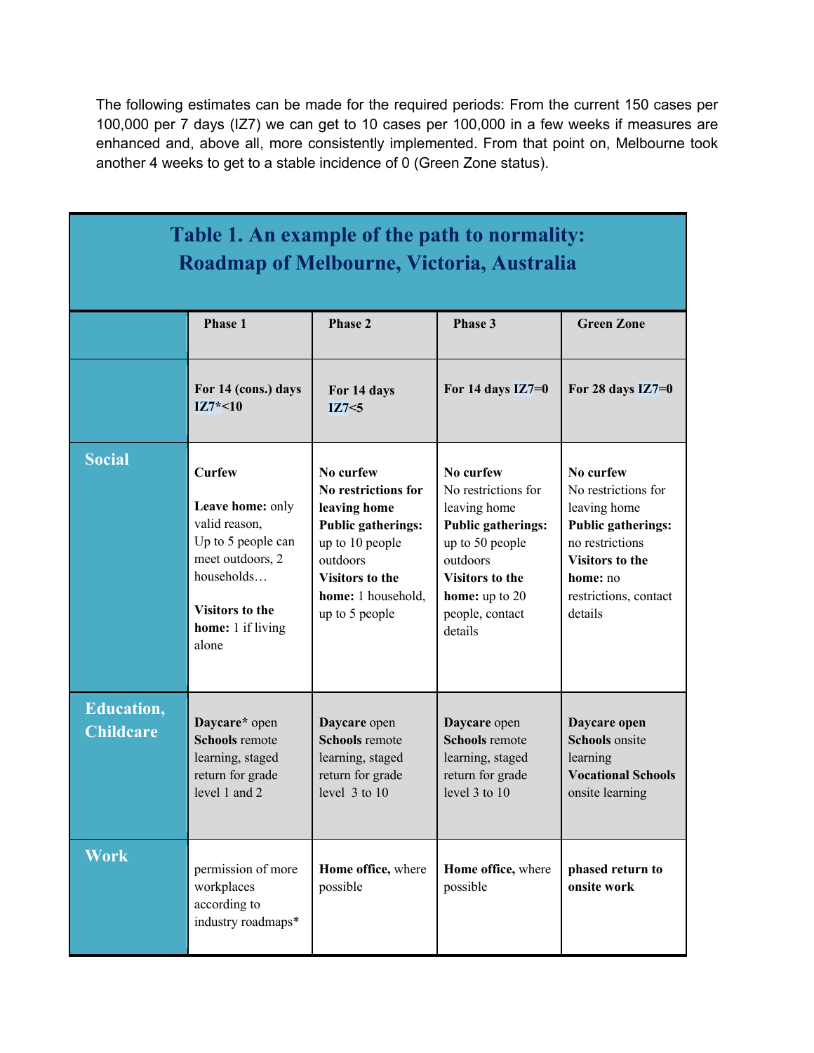The following estimates can be made for the required periods: From the current 150 cases per 100,000 per 7 days (IZ7) we can get to 10 cases per 100,000 in a few weeks if measures are enhanced and, above all, more consistently implemented. From that point on, Melbourne took another 4 weeks to get to a stable incidence of 0 (Green Zone status).

**Table 1. An example of the path to normality: Roadmap of Melbourne, Victoria, Australia**

| | Phase 1 | Phase 2 | Phase 3 | Green Zone |
|---|---|---|---|---|
| | **For 14 (cons.) days IZ7*<10** | **For 14 days IZ7<5** | **For 14 days IZ7=0** | **For 28 days IZ7=0** |
| **Social** | **Curfew**<br><br>**Leave home:** only valid reason, Up to 5 people can meet outdoors, 2 households…<br><br>**Visitors to the home:** 1 if living alone | **No curfew**<br>**No restrictions for leaving home**<br>**Public gatherings:** up to 10 people outdoors<br>**Visitors to the home:** 1 household, up to 5 people | **No curfew**<br>No restrictions for leaving home<br>**Public gatherings:** up to 50 people outdoors<br>**Visitors to the home:** up to 20 people, contact details | **No curfew**<br>No restrictions for leaving home<br>**Public gatherings:** no restrictions<br>**Visitors to the home:** no restrictions, contact details |
| **Education, Childcare** | **Daycare*** open<br>**Schools** remote learning, staged return for grade level 1 and 2 | **Daycare** open<br>**Schools** remote learning, staged return for grade level 3 to 10 | **Daycare** open<br>**Schools** remote learning, staged return for grade level 3 to 10 | **Daycare open**<br>**Schools** onsite learning<br>**Vocational Schools** onsite learning |
| **Work** | permission of more workplaces according to industry roadmaps* | **Home office,** where possible | **Home office,** where possible | **phased return to onsite work** |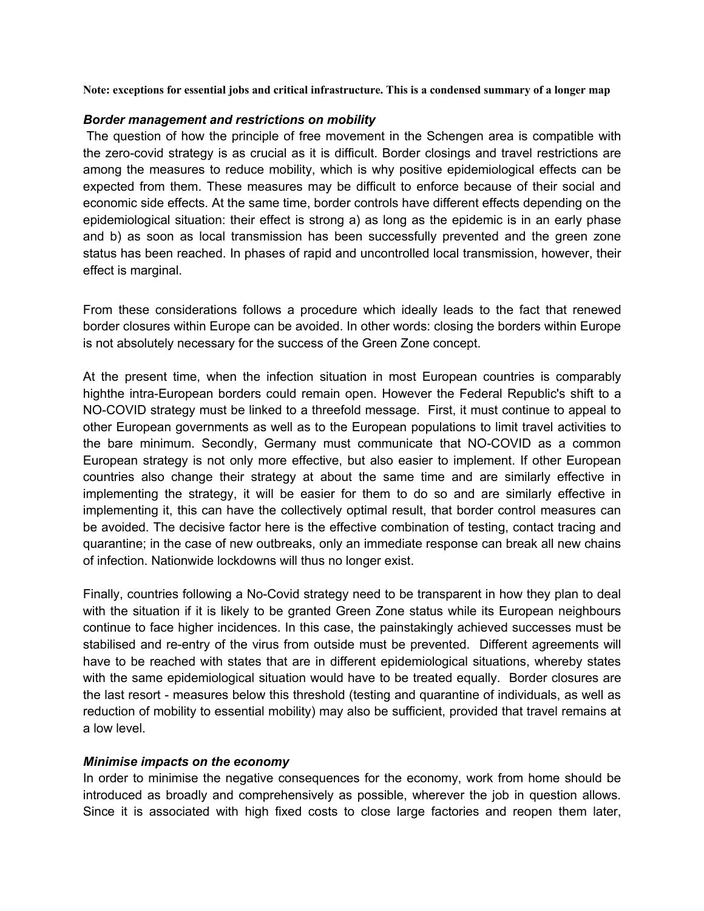**Note: exceptions for essential jobs and critical infrastructure. This is a condensed summary of a longer map**

***Border management and restrictions on mobility***

The question of how the principle of free movement in the Schengen area is compatible with the zero-covid strategy is as crucial as it is difficult. Border closings and travel restrictions are among the measures to reduce mobility, which is why positive epidemiological effects can be expected from them. These measures may be difficult to enforce because of their social and economic side effects. At the same time, border controls have different effects depending on the epidemiological situation: their effect is strong a) as long as the epidemic is in an early phase and b) as soon as local transmission has been successfully prevented and the green zone status has been reached. In phases of rapid and uncontrolled local transmission, however, their effect is marginal.

From these considerations follows a procedure which ideally leads to the fact that renewed border closures within Europe can be avoided. In other words: closing the borders within Europe is not absolutely necessary for the success of the Green Zone concept.

At the present time, when the infection situation in most European countries is comparably highthe intra-European borders could remain open. However the Federal Republic's shift to a NO-COVID strategy must be linked to a threefold message. First, it must continue to appeal to other European governments as well as to the European populations to limit travel activities to the bare minimum. Secondly, Germany must communicate that NO-COVID as a common European strategy is not only more effective, but also easier to implement. If other European countries also change their strategy at about the same time and are similarly effective in implementing the strategy, it will be easier for them to do so and are similarly effective in implementing it, this can have the collectively optimal result, that border control measures can be avoided. The decisive factor here is the effective combination of testing, contact tracing and quarantine; in the case of new outbreaks, only an immediate response can break all new chains of infection. Nationwide lockdowns will thus no longer exist.

Finally, countries following a No-Covid strategy need to be transparent in how they plan to deal with the situation if it is likely to be granted Green Zone status while its European neighbours continue to face higher incidences. In this case, the painstakingly achieved successes must be stabilised and re-entry of the virus from outside must be prevented. Different agreements will have to be reached with states that are in different epidemiological situations, whereby states with the same epidemiological situation would have to be treated equally. Border closures are the last resort - measures below this threshold (testing and quarantine of individuals, as well as reduction of mobility to essential mobility) may also be sufficient, provided that travel remains at a low level.

***Minimise impacts on the economy***

In order to minimise the negative consequences for the economy, work from home should be introduced as broadly and comprehensively as possible, wherever the job in question allows. Since it is associated with high fixed costs to close large factories and reopen them later,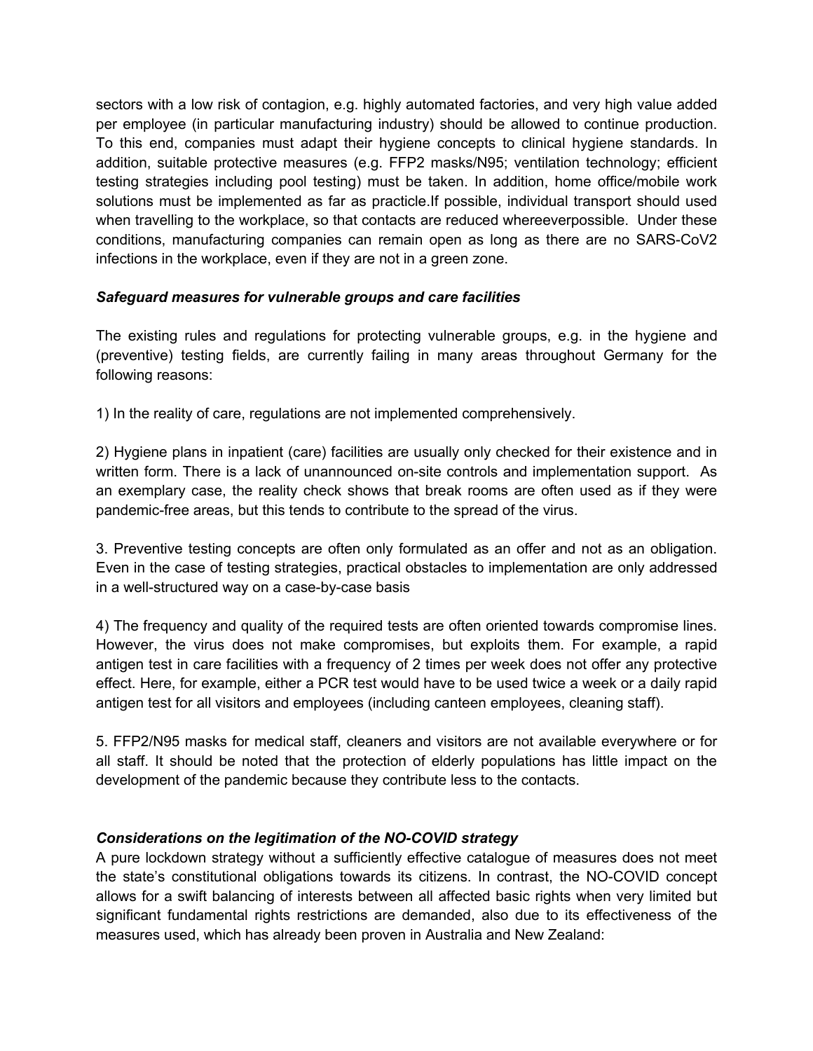sectors with a low risk of contagion, e.g. highly automated factories, and very high value added per employee (in particular manufacturing industry) should be allowed to continue production. To this end, companies must adapt their hygiene concepts to clinical hygiene standards. In addition, suitable protective measures (e.g. FFP2 masks/N95; ventilation technology; efficient testing strategies including pool testing) must be taken. In addition, home office/mobile work solutions must be implemented as far as practicle.If possible, individual transport should used when travelling to the workplace, so that contacts are reduced whereeverpossible. Under these conditions, manufacturing companies can remain open as long as there are no SARS-CoV2 infections in the workplace, even if they are not in a green zone.

***Safeguard measures for vulnerable groups and care facilities***

The existing rules and regulations for protecting vulnerable groups, e.g. in the hygiene and (preventive) testing fields, are currently failing in many areas throughout Germany for the following reasons:

1) In the reality of care, regulations are not implemented comprehensively.

2) Hygiene plans in inpatient (care) facilities are usually only checked for their existence and in written form. There is a lack of unannounced on-site controls and implementation support. As an exemplary case, the reality check shows that break rooms are often used as if they were pandemic-free areas, but this tends to contribute to the spread of the virus.

3. Preventive testing concepts are often only formulated as an offer and not as an obligation. Even in the case of testing strategies, practical obstacles to implementation are only addressed in a well-structured way on a case-by-case basis

4) The frequency and quality of the required tests are often oriented towards compromise lines. However, the virus does not make compromises, but exploits them. For example, a rapid antigen test in care facilities with a frequency of 2 times per week does not offer any protective effect. Here, for example, either a PCR test would have to be used twice a week or a daily rapid antigen test for all visitors and employees (including canteen employees, cleaning staff).

5. FFP2/N95 masks for medical staff, cleaners and visitors are not available everywhere or for all staff. It should be noted that the protection of elderly populations has little impact on the development of the pandemic because they contribute less to the contacts.

***Considerations on the legitimation of the NO-COVID strategy***

A pure lockdown strategy without a sufficiently effective catalogue of measures does not meet the state's constitutional obligations towards its citizens. In contrast, the NO-COVID concept allows for a swift balancing of interests between all affected basic rights when very limited but significant fundamental rights restrictions are demanded, also due to its effectiveness of the measures used, which has already been proven in Australia and New Zealand: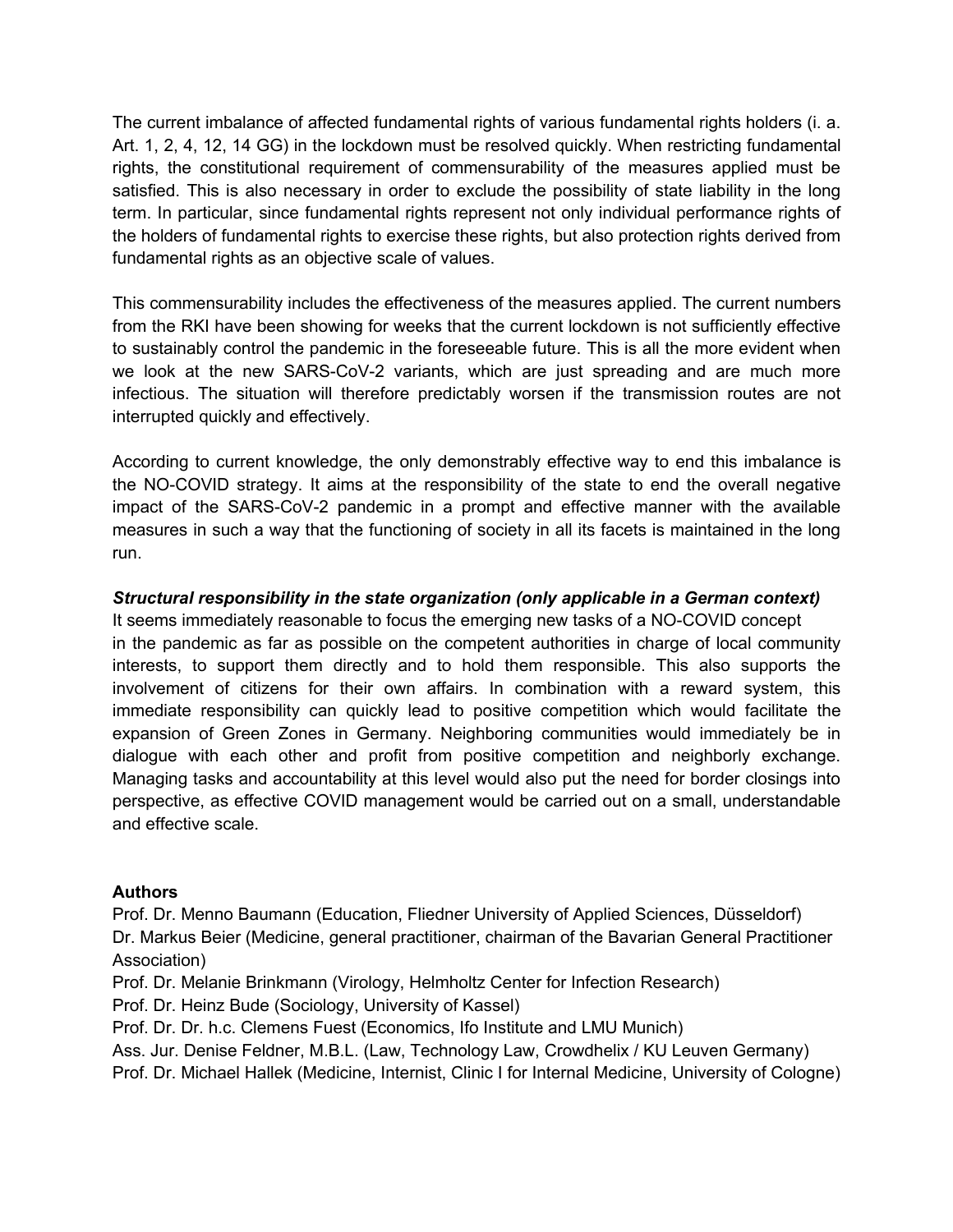The current imbalance of affected fundamental rights of various fundamental rights holders (i. a. Art. 1, 2, 4, 12, 14 GG) in the lockdown must be resolved quickly. When restricting fundamental rights, the constitutional requirement of commensurability of the measures applied must be satisfied. This is also necessary in order to exclude the possibility of state liability in the long term. In particular, since fundamental rights represent not only individual performance rights of the holders of fundamental rights to exercise these rights, but also protection rights derived from fundamental rights as an objective scale of values.

This commensurability includes the effectiveness of the measures applied. The current numbers from the RKI have been showing for weeks that the current lockdown is not sufficiently effective to sustainably control the pandemic in the foreseeable future. This is all the more evident when we look at the new SARS-CoV-2 variants, which are just spreading and are much more infectious. The situation will therefore predictably worsen if the transmission routes are not interrupted quickly and effectively.

According to current knowledge, the only demonstrably effective way to end this imbalance is the NO-COVID strategy. It aims at the responsibility of the state to end the overall negative impact of the SARS-CoV-2 pandemic in a prompt and effective manner with the available measures in such a way that the functioning of society in all its facets is maintained in the long run.

***Structural responsibility in the state organization (only applicable in a German context)***

It seems immediately reasonable to focus the emerging new tasks of a NO-COVID concept in the pandemic as far as possible on the competent authorities in charge of local community interests, to support them directly and to hold them responsible. This also supports the involvement of citizens for their own affairs. In combination with a reward system, this immediate responsibility can quickly lead to positive competition which would facilitate the expansion of Green Zones in Germany. Neighboring communities would immediately be in dialogue with each other and profit from positive competition and neighborly exchange. Managing tasks and accountability at this level would also put the need for border closings into perspective, as effective COVID management would be carried out on a small, understandable and effective scale.

**Authors**

Prof. Dr. Menno Baumann (Education, Fliedner University of Applied Sciences, Düsseldorf)
Dr. Markus Beier (Medicine, general practitioner, chairman of the Bavarian General Practitioner Association)
Prof. Dr. Melanie Brinkmann (Virology, Helmholtz Center for Infection Research)
Prof. Dr. Heinz Bude (Sociology, University of Kassel)
Prof. Dr. Dr. h.c. Clemens Fuest (Economics, Ifo Institute and LMU Munich)
Ass. Jur. Denise Feldner, M.B.L. (Law, Technology Law, Crowdhelix / KU Leuven Germany)
Prof. Dr. Michael Hallek (Medicine, Internist, Clinic I for Internal Medicine, University of Cologne)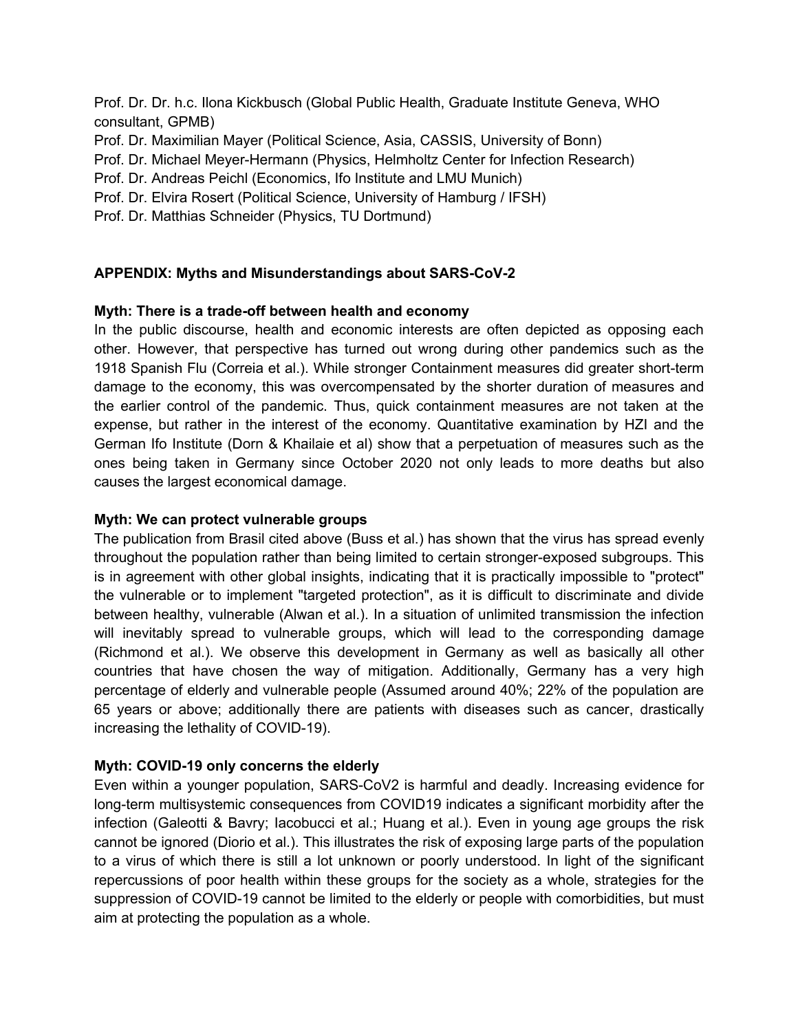Prof. Dr. Dr. h.c. Ilona Kickbusch (Global Public Health, Graduate Institute Geneva, WHO consultant, GPMB)
Prof. Dr. Maximilian Mayer (Political Science, Asia, CASSIS, University of Bonn)
Prof. Dr. Michael Meyer-Hermann (Physics, Helmholtz Center for Infection Research)
Prof. Dr. Andreas Peichl (Economics, Ifo Institute and LMU Munich)
Prof. Dr. Elvira Rosert (Political Science, University of Hamburg / IFSH)
Prof. Dr. Matthias Schneider (Physics, TU Dortmund)

## APPENDIX: Myths and Misunderstandings about SARS-CoV-2

### Myth: There is a trade-off between health and economy

In the public discourse, health and economic interests are often depicted as opposing each other. However, that perspective has turned out wrong during other pandemics such as the 1918 Spanish Flu (Correia et al.). While stronger Containment measures did greater short-term damage to the economy, this was overcompensated by the shorter duration of measures and the earlier control of the pandemic. Thus, quick containment measures are not taken at the expense, but rather in the interest of the economy. Quantitative examination by HZI and the German Ifo Institute (Dorn & Khailaie et al) show that a perpetuation of measures such as the ones being taken in Germany since October 2020 not only leads to more deaths but also causes the largest economical damage.

### Myth: We can protect vulnerable groups

The publication from Brasil cited above (Buss et al.) has shown that the virus has spread evenly throughout the population rather than being limited to certain stronger-exposed subgroups. This is in agreement with other global insights, indicating that it is practically impossible to "protect" the vulnerable or to implement "targeted protection", as it is difficult to discriminate and divide between healthy, vulnerable (Alwan et al.). In a situation of unlimited transmission the infection will inevitably spread to vulnerable groups, which will lead to the corresponding damage (Richmond et al.). We observe this development in Germany as well as basically all other countries that have chosen the way of mitigation. Additionally, Germany has a very high percentage of elderly and vulnerable people (Assumed around 40%; 22% of the population are 65 years or above; additionally there are patients with diseases such as cancer, drastically increasing the lethality of COVID-19).

### Myth: COVID-19 only concerns the elderly

Even within a younger population, SARS-CoV2 is harmful and deadly. Increasing evidence for long-term multisystemic consequences from COVID19 indicates a significant morbidity after the infection (Galeotti & Bavry; Iacobucci et al.; Huang et al.). Even in young age groups the risk cannot be ignored (Diorio et al.). This illustrates the risk of exposing large parts of the population to a virus of which there is still a lot unknown or poorly understood. In light of the significant repercussions of poor health within these groups for the society as a whole, strategies for the suppression of COVID-19 cannot be limited to the elderly or people with comorbidities, but must aim at protecting the population as a whole.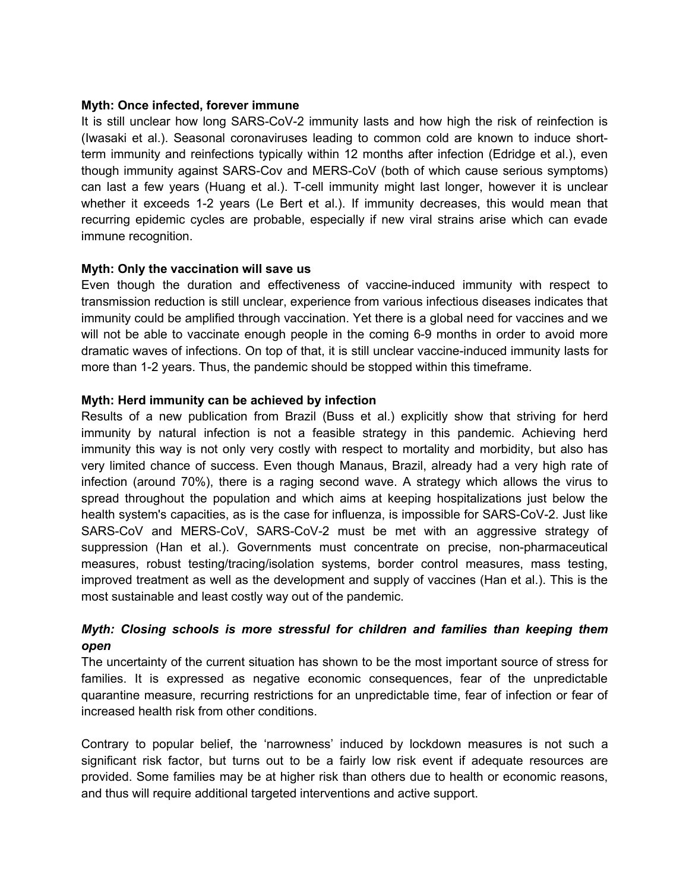**Myth: Once infected, forever immune**

It is still unclear how long SARS-CoV-2 immunity lasts and how high the risk of reinfection is (Iwasaki et al.). Seasonal coronaviruses leading to common cold are known to induce short-term immunity and reinfections typically within 12 months after infection (Edridge et al.), even though immunity against SARS-Cov and MERS-CoV (both of which cause serious symptoms) can last a few years (Huang et al.). T-cell immunity might last longer, however it is unclear whether it exceeds 1-2 years (Le Bert et al.). If immunity decreases, this would mean that recurring epidemic cycles are probable, especially if new viral strains arise which can evade immune recognition.

**Myth: Only the vaccination will save us**

Even though the duration and effectiveness of vaccine-induced immunity with respect to transmission reduction is still unclear, experience from various infectious diseases indicates that immunity could be amplified through vaccination. Yet there is a global need for vaccines and we will not be able to vaccinate enough people in the coming 6-9 months in order to avoid more dramatic waves of infections. On top of that, it is still unclear vaccine-induced immunity lasts for more than 1-2 years. Thus, the pandemic should be stopped within this timeframe.

**Myth: Herd immunity can be achieved by infection**

Results of a new publication from Brazil (Buss et al.) explicitly show that striving for herd immunity by natural infection is not a feasible strategy in this pandemic. Achieving herd immunity this way is not only very costly with respect to mortality and morbidity, but also has very limited chance of success. Even though Manaus, Brazil, already had a very high rate of infection (around 70%), there is a raging second wave. A strategy which allows the virus to spread throughout the population and which aims at keeping hospitalizations just below the health system's capacities, as is the case for influenza, is impossible for SARS-CoV-2. Just like SARS-CoV and MERS-CoV, SARS-CoV-2 must be met with an aggressive strategy of suppression (Han et al.). Governments must concentrate on precise, non-pharmaceutical measures, robust testing/tracing/isolation systems, border control measures, mass testing, improved treatment as well as the development and supply of vaccines (Han et al.). This is the most sustainable and least costly way out of the pandemic.

***Myth: Closing schools is more stressful for children and families than keeping them open***

The uncertainty of the current situation has shown to be the most important source of stress for families. It is expressed as negative economic consequences, fear of the unpredictable quarantine measure, recurring restrictions for an unpredictable time, fear of infection or fear of increased health risk from other conditions.

Contrary to popular belief, the 'narrowness' induced by lockdown measures is not such a significant risk factor, but turns out to be a fairly low risk event if adequate resources are provided. Some families may be at higher risk than others due to health or economic reasons, and thus will require additional targeted interventions and active support.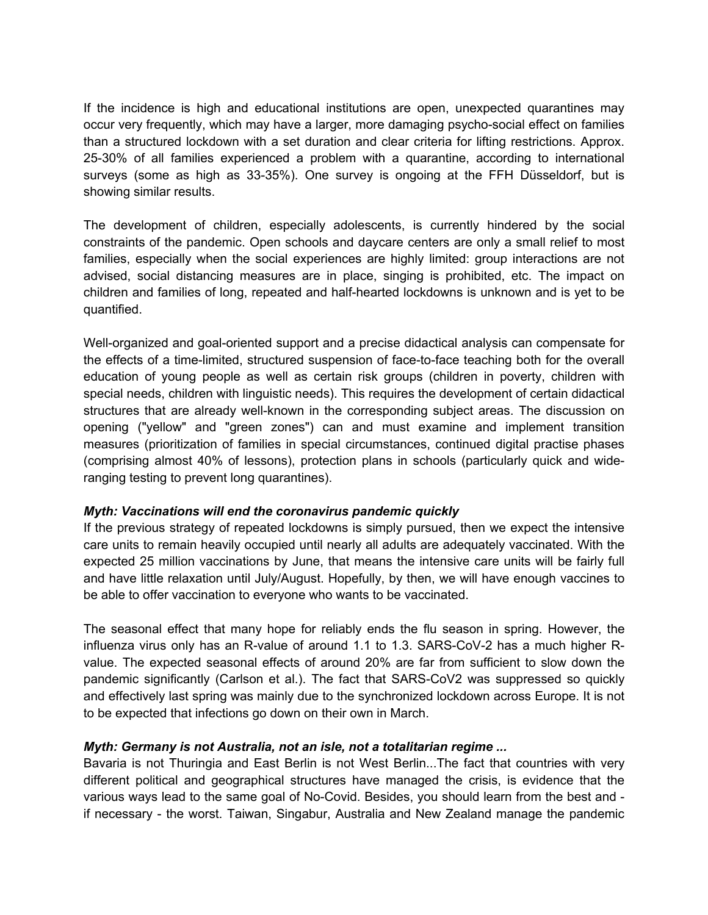If the incidence is high and educational institutions are open, unexpected quarantines may occur very frequently, which may have a larger, more damaging psycho-social effect on families than a structured lockdown with a set duration and clear criteria for lifting restrictions. Approx. 25-30% of all families experienced a problem with a quarantine, according to international surveys (some as high as 33-35%). One survey is ongoing at the FFH Düsseldorf, but is showing similar results.

The development of children, especially adolescents, is currently hindered by the social constraints of the pandemic. Open schools and daycare centers are only a small relief to most families, especially when the social experiences are highly limited: group interactions are not advised, social distancing measures are in place, singing is prohibited, etc. The impact on children and families of long, repeated and half-hearted lockdowns is unknown and is yet to be quantified.

Well-organized and goal-oriented support and a precise didactical analysis can compensate for the effects of a time-limited, structured suspension of face-to-face teaching both for the overall education of young people as well as certain risk groups (children in poverty, children with special needs, children with linguistic needs). This requires the development of certain didactical structures that are already well-known in the corresponding subject areas. The discussion on opening ("yellow" and "green zones") can and must examine and implement transition measures (prioritization of families in special circumstances, continued digital practise phases (comprising almost 40% of lessons), protection plans in schools (particularly quick and wide-ranging testing to prevent long quarantines).

***Myth: Vaccinations will end the coronavirus pandemic quickly***

If the previous strategy of repeated lockdowns is simply pursued, then we expect the intensive care units to remain heavily occupied until nearly all adults are adequately vaccinated. With the expected 25 million vaccinations by June, that means the intensive care units will be fairly full and have little relaxation until July/August. Hopefully, by then, we will have enough vaccines to be able to offer vaccination to everyone who wants to be vaccinated.

The seasonal effect that many hope for reliably ends the flu season in spring. However, the influenza virus only has an R-value of around 1.1 to 1.3. SARS-CoV-2 has a much higher R-value. The expected seasonal effects of around 20% are far from sufficient to slow down the pandemic significantly (Carlson et al.). The fact that SARS-CoV2 was suppressed so quickly and effectively last spring was mainly due to the synchronized lockdown across Europe. It is not to be expected that infections go down on their own in March.

***Myth: Germany is not Australia, not an isle, not a totalitarian regime ...***

Bavaria is not Thuringia and East Berlin is not West Berlin...The fact that countries with very different political and geographical structures have managed the crisis, is evidence that the various ways lead to the same goal of No-Covid. Besides, you should learn from the best and - if necessary - the worst. Taiwan, Singabur, Australia and New Zealand manage the pandemic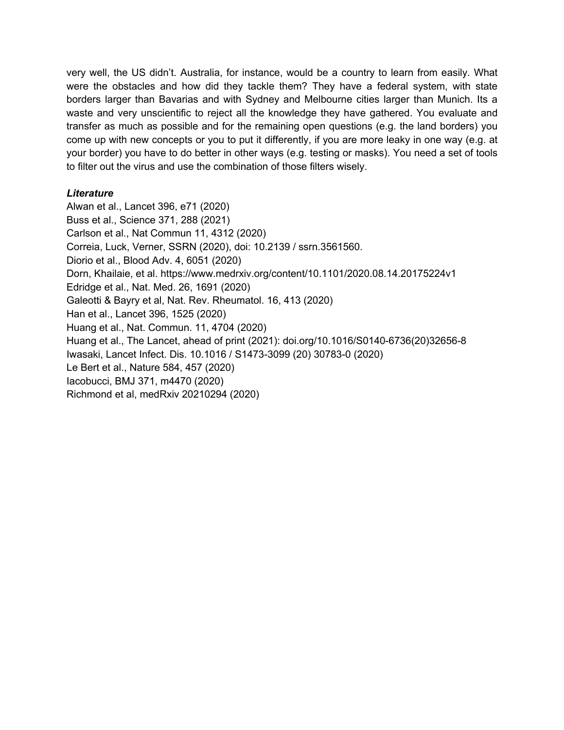very well, the US didn't. Australia, for instance, would be a country to learn from easily. What were the obstacles and how did they tackle them? They have a federal system, with state borders larger than Bavarias and with Sydney and Melbourne cities larger than Munich. Its a waste and very unscientific to reject all the knowledge they have gathered. You evaluate and transfer as much as possible and for the remaining open questions (e.g. the land borders) you come up with new concepts or you to put it differently, if you are more leaky in one way (e.g. at your border) you have to do better in other ways (e.g. testing or masks). You need a set of tools to filter out the virus and use the combination of those filters wisely.

***Literature***

Alwan et al., Lancet 396, e71 (2020)
Buss et al., Science 371, 288 (2021)
Carlson et al., Nat Commun 11, 4312 (2020)
Correia, Luck, Verner, SSRN (2020), doi: 10.2139 / ssrn.3561560.
Diorio et al., Blood Adv. 4, 6051 (2020)
Dorn, Khailaie, et al. https://www.medrxiv.org/content/10.1101/2020.08.14.20175224v1
Edridge et al., Nat. Med. 26, 1691 (2020)
Galeotti & Bayry et al, Nat. Rev. Rheumatol. 16, 413 (2020)
Han et al., Lancet 396, 1525 (2020)
Huang et al., Nat. Commun. 11, 4704 (2020)
Huang et al., The Lancet, ahead of print (2021): doi.org/10.1016/S0140-6736(20)32656-8
Iwasaki, Lancet Infect. Dis. 10.1016 / S1473-3099 (20) 30783-0 (2020)
Le Bert et al., Nature 584, 457 (2020)
Iacobucci, BMJ 371, m4470 (2020)
Richmond et al, medRxiv 20210294 (2020)